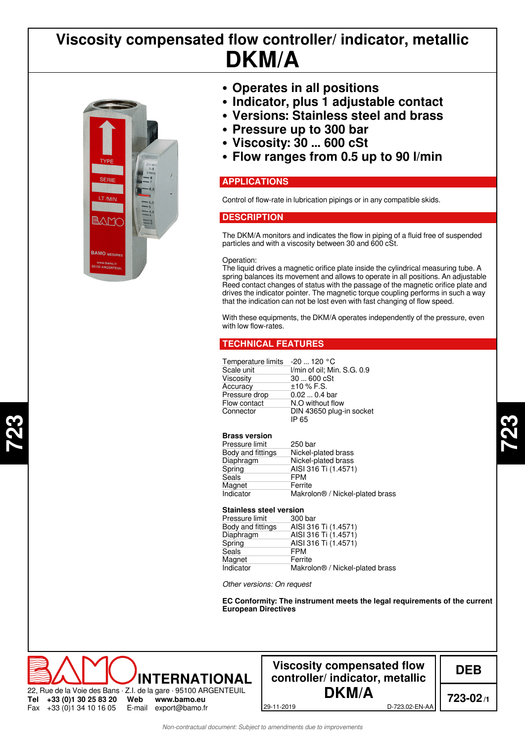# Viscosity compensated flow controller/ indicator, metallic
# DKM/A

- **Operates in all positions**
- **Indicator, plus 1 adjustable contact**
- **Versions: Stainless steel and brass**
- **Pressure up to 300 bar**
- **Viscosity: 30 ... 600 cSt**
- **Flow ranges from 0.5 up to 90 l/min**

## APPLICATIONS

Control of flow-rate in lubrication pipings or in any compatible skids.

## DESCRIPTION

The DKM/A monitors and indicates the flow in piping of a fluid free of suspended particles and with a viscosity between 30 and 600 cSt.

Operation:
The liquid drives a magnetic orifice plate inside the cylindrical measuring tube. A spring balances its movement and allows to operate in all positions. An adjustable Reed contact changes of status with the passage of the magnetic orifice plate and drives the indicator pointer. The magnetic torque coupling performs in such a way that the indication can not be lost even with fast changing of flow speed.

With these equipments, the DKM/A operates independently of the pressure, even with low flow-rates.

## TECHNICAL FEATURES

| | |
|---|---|
| Temperature limits | -20 ... 120 °C |
| Scale unit | l/min of oil; Min. S.G. 0.9 |
| Viscosity | 30 ... 600 cSt |
| Accuracy | ±10 % F.S. |
| Pressure drop | 0.02 ... 0.4 bar |
| Flow contact | N.O without flow |
| Connector | DIN 43650 plug-in socket IP 65 |

**Brass version**

| | |
|---|---|
| Pressure limit | 250 bar |
| Body and fittings | Nickel-plated brass |
| Diaphragm | Nickel-plated brass |
| Spring | AISI 316 Ti (1.4571) |
| Seals | FPM |
| Magnet | Ferrite |
| Indicator | Makrolon® / Nickel-plated brass |

**Stainless steel version**

| | |
|---|---|
| Pressure limit | 300 bar |
| Body and fittings | AISI 316 Ti (1.4571) |
| Diaphragm | AISI 316 Ti (1.4571) |
| Spring | AISI 316 Ti (1.4571) |
| Seals | FPM |
| Magnet | Ferrite |
| Indicator | Makrolon® / Nickel-plated brass |

*Other versions: On request*

**EC Conformity: The instrument meets the legal requirements of the current European Directives**

BAMO INTERNATIONAL
22, Rue de la Voie des Bans · Z.I. de la gare · 95100 ARGENTEUIL
**Tel** +33 (0)1 30 25 83 20 **Web** www.bamo.eu
Fax +33 (0)1 34 10 16 05 E-mail export@bamo.fr

**Viscosity compensated flow controller/ indicator, metallic DKM/A**
29-11-2019 D-723.02-EN-AA

**DEB 723-02/1**

*Non-contractual document: Subject to amendments due to improvements*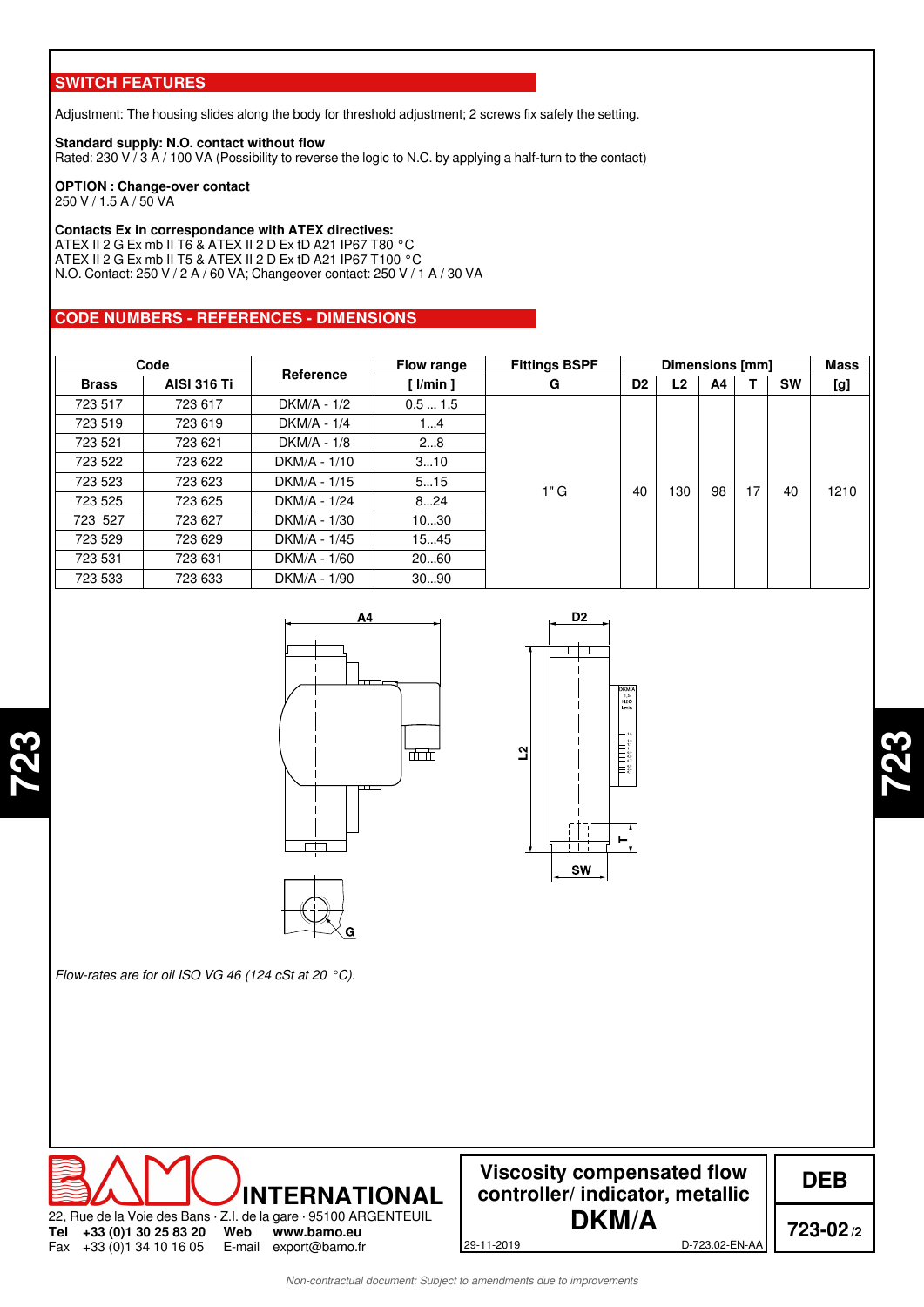## SWITCH FEATURES

Adjustment: The housing slides along the body for threshold adjustment; 2 screws fix safely the setting.

**Standard supply: N.O. contact without flow**
Rated: 230 V / 3 A / 100 VA (Possibility to reverse the logic to N.C. by applying a half-turn to the contact)

**OPTION : Change-over contact**
250 V / 1.5 A / 50 VA

**Contacts Ex in correspondance with ATEX directives:**
ATEX II 2 G Ex mb II T6 & ATEX II 2 D Ex tD A21 IP67 T80 °C
ATEX II 2 G Ex mb II T5 & ATEX II 2 D Ex tD A21 IP67 T100 °C
N.O. Contact: 250 V / 2 A / 60 VA; Changeover contact: 250 V / 1 A / 30 VA

## CODE NUMBERS - REFERENCES - DIMENSIONS

| Code | | Reference | Flow range | Fittings BSPF | Dimensions [mm] | | | | | Mass |
|---|---|---|---|---|---|---|---|---|---|---|
| Brass | AISI 316 Ti | | [ l/min ] | G | D2 | L2 | A4 | T | SW | [g] |
| 723 517 | 723 617 | DKM/A - 1/2 | 0.5 ... 1.5 | 1" G | 40 | 130 | 98 | 17 | 40 | 1210 |
| 723 519 | 723 619 | DKM/A - 1/4 | 1...4 | | | | | | | |
| 723 521 | 723 621 | DKM/A - 1/8 | 2...8 | | | | | | | |
| 723 522 | 723 622 | DKM/A - 1/10 | 3...10 | | | | | | | |
| 723 523 | 723 623 | DKM/A - 1/15 | 5...15 | | | | | | | |
| 723 525 | 723 625 | DKM/A - 1/24 | 8...24 | | | | | | | |
| 723 527 | 723 627 | DKM/A - 1/30 | 10...30 | | | | | | | |
| 723 529 | 723 629 | DKM/A - 1/45 | 15...45 | | | | | | | |
| 723 531 | 723 631 | DKM/A - 1/60 | 20...60 | | | | | | | |
| 723 533 | 723 633 | DKM/A - 1/90 | 30...90 | | | | | | | |

A4

D2

L2

T

SW

G

*Flow-rates are for oil ISO VG 46 (124 cSt at 20 °C).*

**BAMO INTERNATIONAL**
22, Rue de la Voie des Bans · Z.I. de la gare · 95100 ARGENTEUIL
**Tel +33 (0)1 30 25 83 20 Web www.bamo.eu**
Fax +33 (0)1 34 10 16 05 E-mail export@bamo.fr

**Viscosity compensated flow controller/ indicator, metallic**
**DKM/A**

29-11-2019 D-723.02-EN-AA

**DEB**

**723-02**